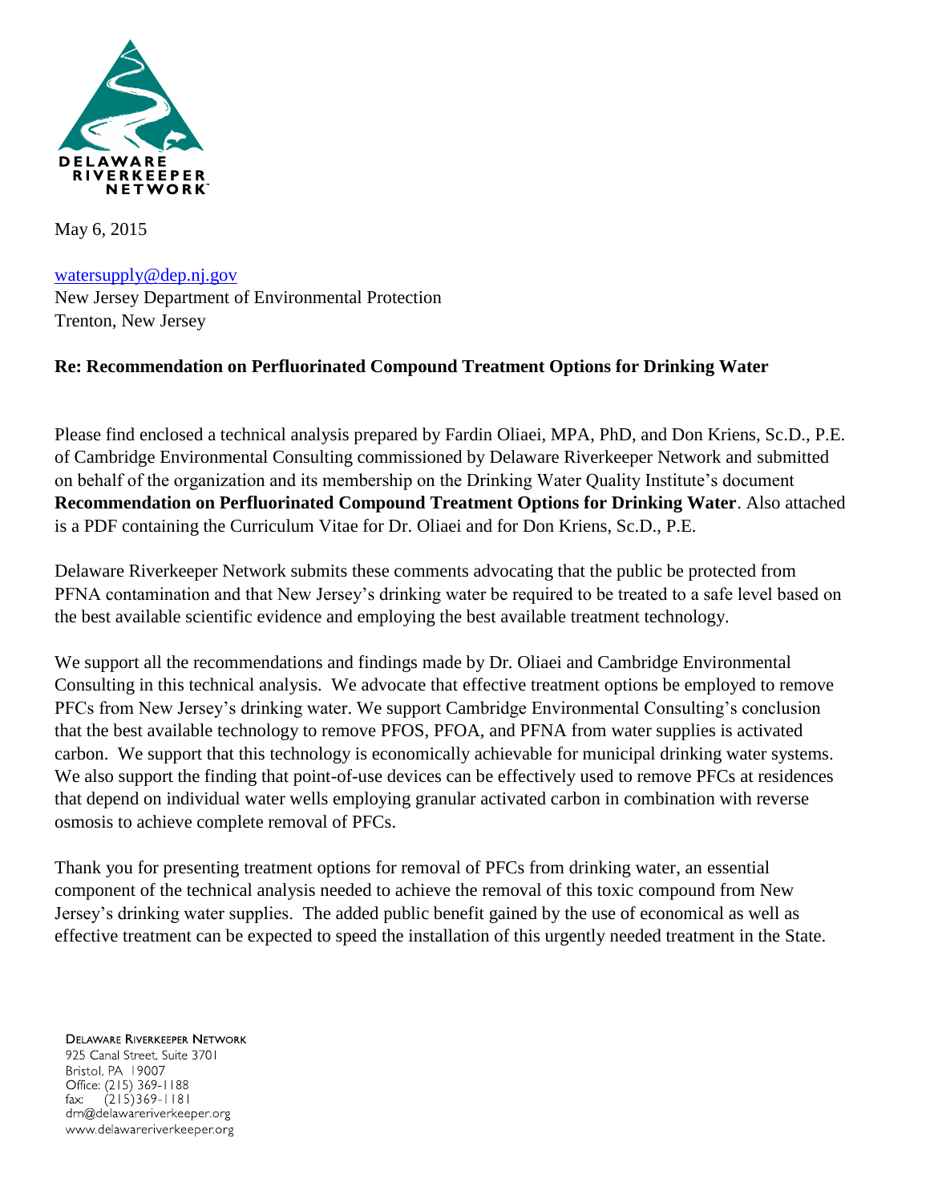DELAWARE RIVERKEEPER NETWORK

May 6, 2015

watersupply@dep.nj.gov
New Jersey Department of Environmental Protection
Trenton, New Jersey

**Re: Recommendation on Perfluorinated Compound Treatment Options for Drinking Water**

Please find enclosed a technical analysis prepared by Fardin Oliaei, MPA, PhD, and Don Kriens, Sc.D., P.E. of Cambridge Environmental Consulting commissioned by Delaware Riverkeeper Network and submitted on behalf of the organization and its membership on the Drinking Water Quality Institute's document **Recommendation on Perfluorinated Compound Treatment Options for Drinking Water**. Also attached is a PDF containing the Curriculum Vitae for Dr. Oliaei and for Don Kriens, Sc.D., P.E.

Delaware Riverkeeper Network submits these comments advocating that the public be protected from PFNA contamination and that New Jersey's drinking water be required to be treated to a safe level based on the best available scientific evidence and employing the best available treatment technology.

We support all the recommendations and findings made by Dr. Oliaei and Cambridge Environmental Consulting in this technical analysis. We advocate that effective treatment options be employed to remove PFCs from New Jersey's drinking water. We support Cambridge Environmental Consulting's conclusion that the best available technology to remove PFOS, PFOA, and PFNA from water supplies is activated carbon. We support that this technology is economically achievable for municipal drinking water systems. We also support the finding that point-of-use devices can be effectively used to remove PFCs at residences that depend on individual water wells employing granular activated carbon in combination with reverse osmosis to achieve complete removal of PFCs.

Thank you for presenting treatment options for removal of PFCs from drinking water, an essential component of the technical analysis needed to achieve the removal of this toxic compound from New Jersey's drinking water supplies. The added public benefit gained by the use of economical as well as effective treatment can be expected to speed the installation of this urgently needed treatment in the State.

DELAWARE RIVERKEEPER NETWORK
925 Canal Street, Suite 3701
Bristol, PA 19007
Office: (215) 369-1188
fax: (215)369-1181
drn@delawareriverkeeper.org
www.delawareriverkeeper.org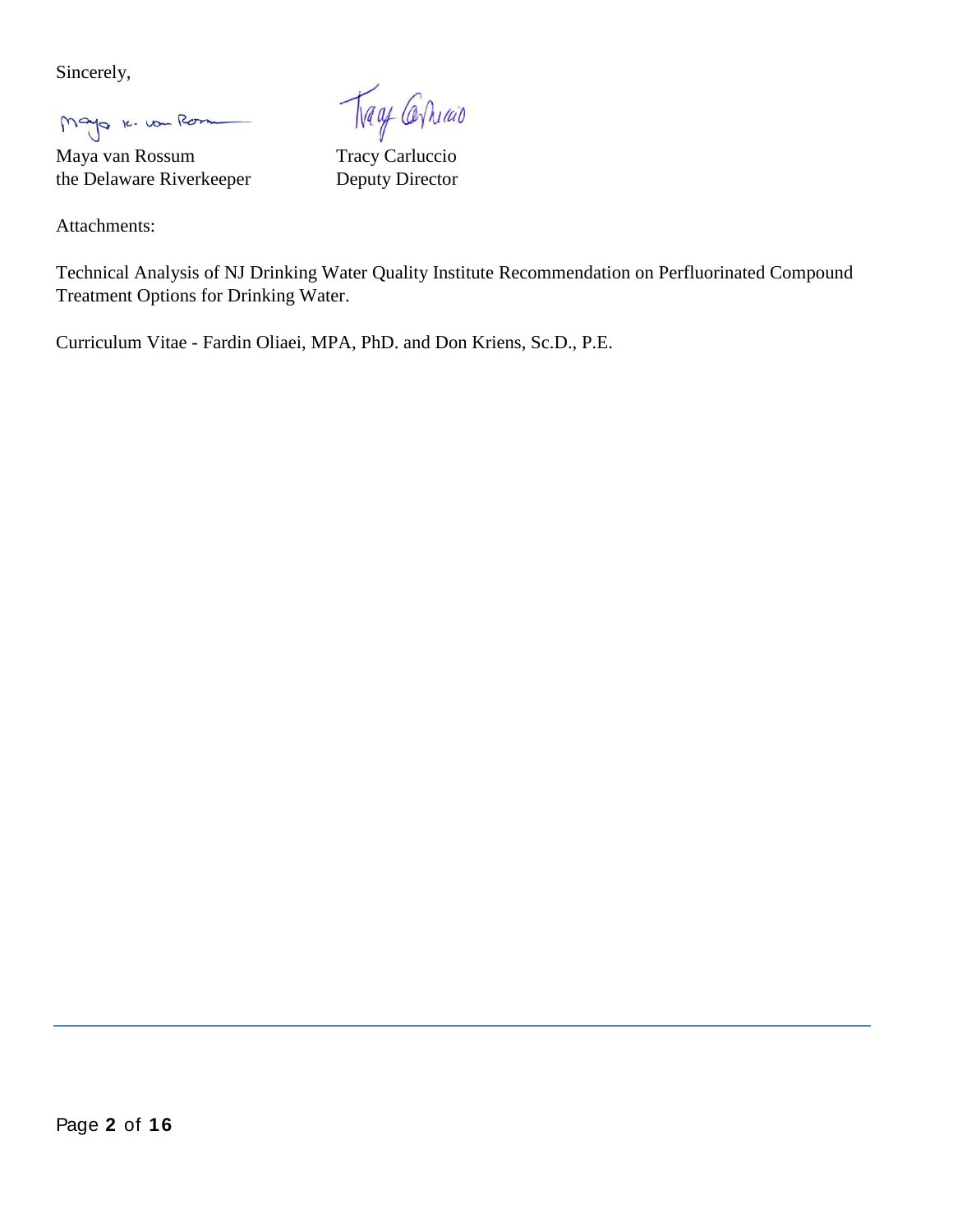Sincerely,

Maya van Rossum
the Delaware Riverkeeper

Tracy Carluccio
Deputy Director

Attachments:

Technical Analysis of NJ Drinking Water Quality Institute Recommendation on Perfluorinated Compound Treatment Options for Drinking Water.

Curriculum Vitae - Fardin Oliaei, MPA, PhD. and Don Kriens, Sc.D., P.E.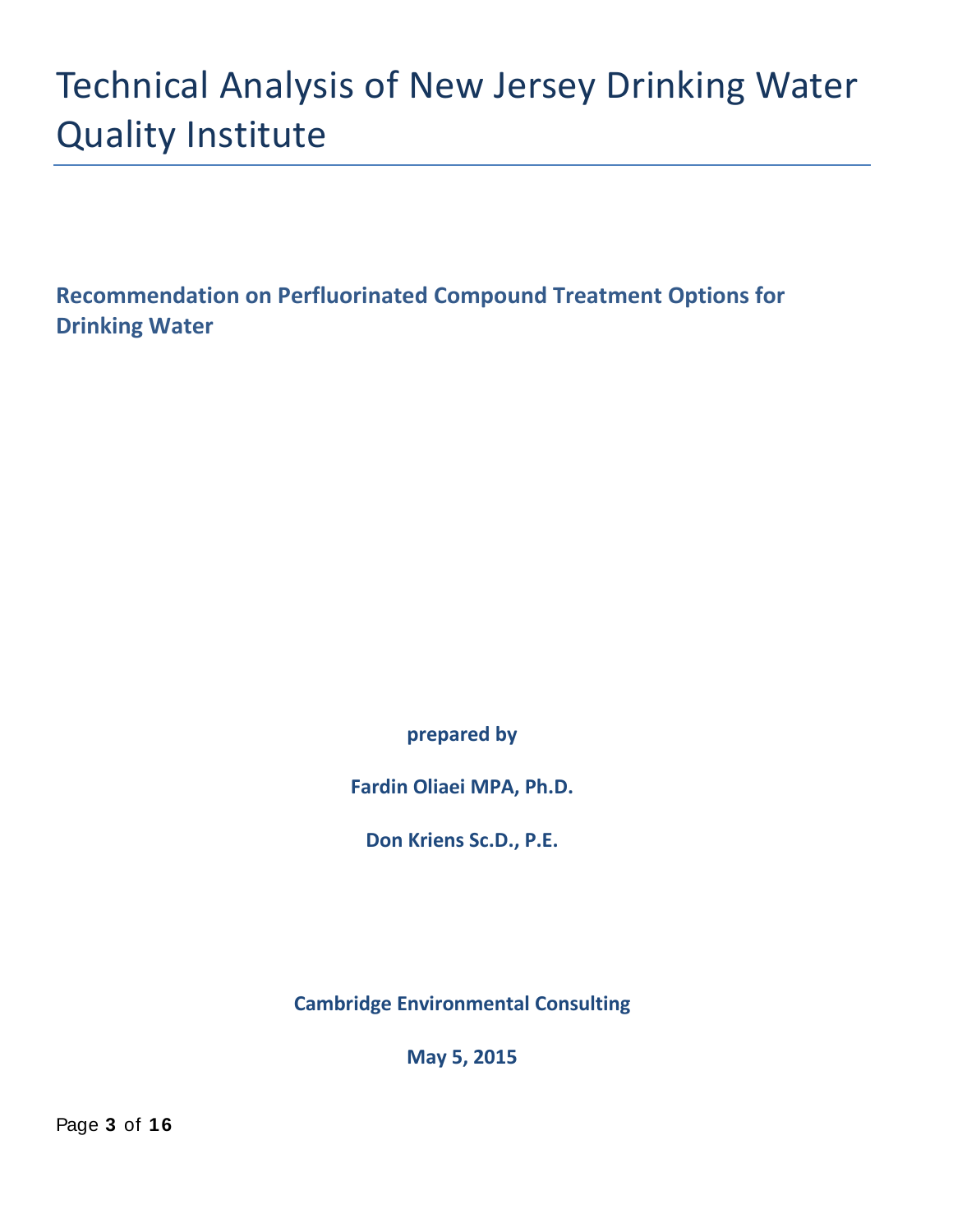# Technical Analysis of New Jersey Drinking Water Quality Institute

## Recommendation on Perfluorinated Compound Treatment Options for Drinking Water

**prepared by**

**Fardin Oliaei MPA, Ph.D.**

**Don Kriens Sc.D., P.E.**

**Cambridge Environmental Consulting**

**May 5, 2015**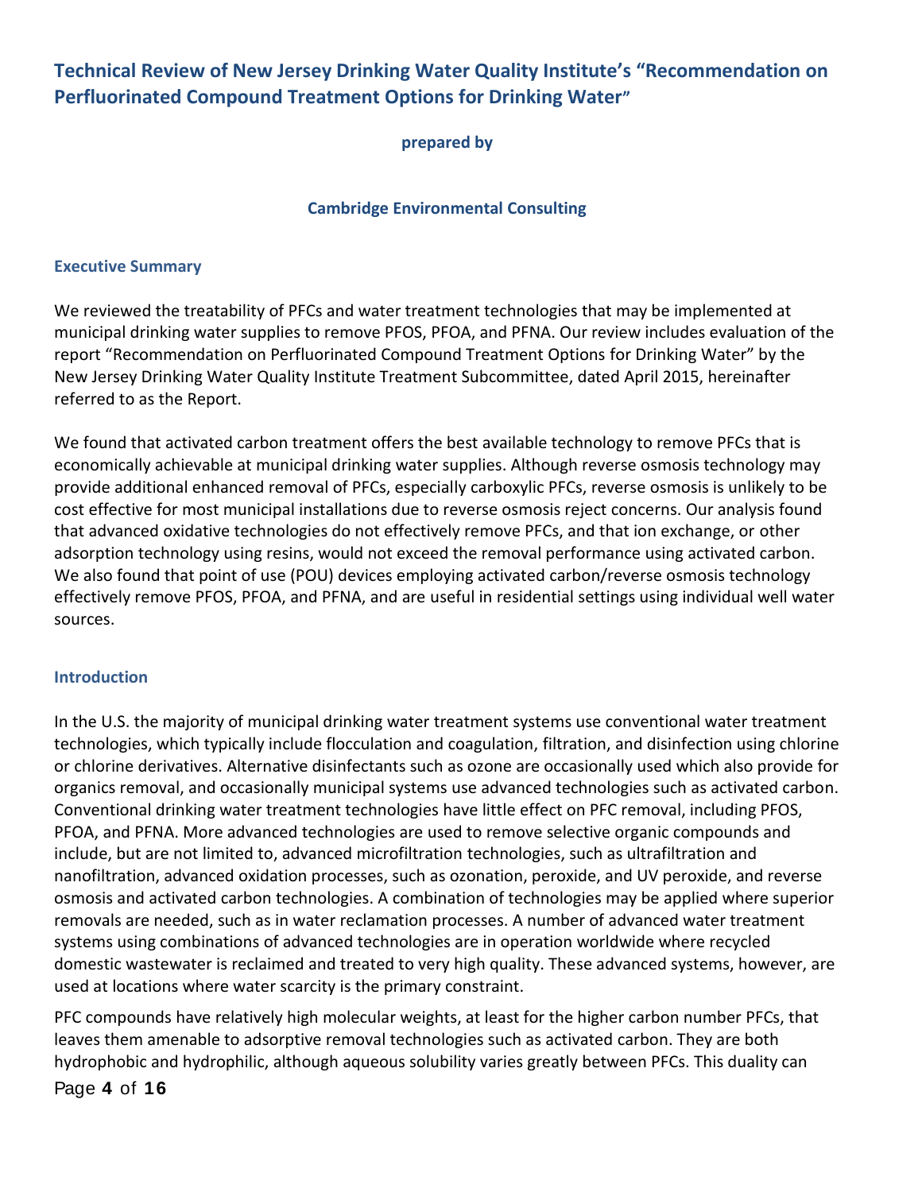# Technical Review of New Jersey Drinking Water Quality Institute's "Recommendation on Perfluorinated Compound Treatment Options for Drinking Water"

**prepared by**

**Cambridge Environmental Consulting**

## Executive Summary

We reviewed the treatability of PFCs and water treatment technologies that may be implemented at municipal drinking water supplies to remove PFOS, PFOA, and PFNA. Our review includes evaluation of the report "Recommendation on Perfluorinated Compound Treatment Options for Drinking Water" by the New Jersey Drinking Water Quality Institute Treatment Subcommittee, dated April 2015, hereinafter referred to as the Report.

We found that activated carbon treatment offers the best available technology to remove PFCs that is economically achievable at municipal drinking water supplies. Although reverse osmosis technology may provide additional enhanced removal of PFCs, especially carboxylic PFCs, reverse osmosis is unlikely to be cost effective for most municipal installations due to reverse osmosis reject concerns. Our analysis found that advanced oxidative technologies do not effectively remove PFCs, and that ion exchange, or other adsorption technology using resins, would not exceed the removal performance using activated carbon. We also found that point of use (POU) devices employing activated carbon/reverse osmosis technology effectively remove PFOS, PFOA, and PFNA, and are useful in residential settings using individual well water sources.

## Introduction

In the U.S. the majority of municipal drinking water treatment systems use conventional water treatment technologies, which typically include flocculation and coagulation, filtration, and disinfection using chlorine or chlorine derivatives. Alternative disinfectants such as ozone are occasionally used which also provide for organics removal, and occasionally municipal systems use advanced technologies such as activated carbon. Conventional drinking water treatment technologies have little effect on PFC removal, including PFOS, PFOA, and PFNA. More advanced technologies are used to remove selective organic compounds and include, but are not limited to, advanced microfiltration technologies, such as ultrafiltration and nanofiltration, advanced oxidation processes, such as ozonation, peroxide, and UV peroxide, and reverse osmosis and activated carbon technologies. A combination of technologies may be applied where superior removals are needed, such as in water reclamation processes. A number of advanced water treatment systems using combinations of advanced technologies are in operation worldwide where recycled domestic wastewater is reclaimed and treated to very high quality. These advanced systems, however, are used at locations where water scarcity is the primary constraint.

PFC compounds have relatively high molecular weights, at least for the higher carbon number PFCs, that leaves them amenable to adsorptive removal technologies such as activated carbon. They are both hydrophobic and hydrophilic, although aqueous solubility varies greatly between PFCs. This duality can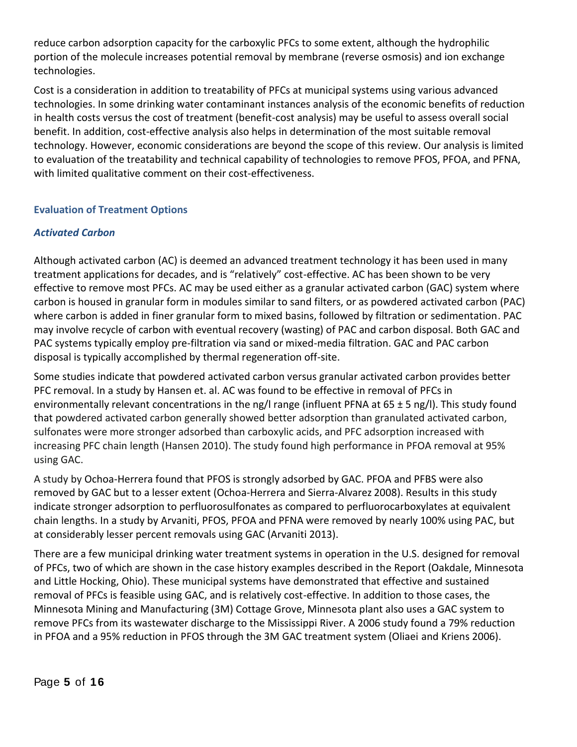reduce carbon adsorption capacity for the carboxylic PFCs to some extent, although the hydrophilic portion of the molecule increases potential removal by membrane (reverse osmosis) and ion exchange technologies.

Cost is a consideration in addition to treatability of PFCs at municipal systems using various advanced technologies. In some drinking water contaminant instances analysis of the economic benefits of reduction in health costs versus the cost of treatment (benefit-cost analysis) may be useful to assess overall social benefit. In addition, cost-effective analysis also helps in determination of the most suitable removal technology. However, economic considerations are beyond the scope of this review. Our analysis is limited to evaluation of the treatability and technical capability of technologies to remove PFOS, PFOA, and PFNA, with limited qualitative comment on their cost-effectiveness.

## Evaluation of Treatment Options

### *Activated Carbon*

Although activated carbon (AC) is deemed an advanced treatment technology it has been used in many treatment applications for decades, and is "relatively" cost-effective. AC has been shown to be very effective to remove most PFCs. AC may be used either as a granular activated carbon (GAC) system where carbon is housed in granular form in modules similar to sand filters, or as powdered activated carbon (PAC) where carbon is added in finer granular form to mixed basins, followed by filtration or sedimentation. PAC may involve recycle of carbon with eventual recovery (wasting) of PAC and carbon disposal. Both GAC and PAC systems typically employ pre-filtration via sand or mixed-media filtration. GAC and PAC carbon disposal is typically accomplished by thermal regeneration off-site.

Some studies indicate that powdered activated carbon versus granular activated carbon provides better PFC removal. In a study by Hansen et. al. AC was found to be effective in removal of PFCs in environmentally relevant concentrations in the ng/l range (influent PFNA at 65 ± 5 ng/l). This study found that powdered activated carbon generally showed better adsorption than granulated activated carbon, sulfonates were more stronger adsorbed than carboxylic acids, and PFC adsorption increased with increasing PFC chain length (Hansen 2010). The study found high performance in PFOA removal at 95% using GAC.

A study by Ochoa-Herrera found that PFOS is strongly adsorbed by GAC. PFOA and PFBS were also removed by GAC but to a lesser extent (Ochoa-Herrera and Sierra-Alvarez 2008). Results in this study indicate stronger adsorption to perfluorosulfonates as compared to perfluorocarboxylates at equivalent chain lengths. In a study by Arvaniti, PFOS, PFOA and PFNA were removed by nearly 100% using PAC, but at considerably lesser percent removals using GAC (Arvaniti 2013).

There are a few municipal drinking water treatment systems in operation in the U.S. designed for removal of PFCs, two of which are shown in the case history examples described in the Report (Oakdale, Minnesota and Little Hocking, Ohio). These municipal systems have demonstrated that effective and sustained removal of PFCs is feasible using GAC, and is relatively cost-effective. In addition to those cases, the Minnesota Mining and Manufacturing (3M) Cottage Grove, Minnesota plant also uses a GAC system to remove PFCs from its wastewater discharge to the Mississippi River. A 2006 study found a 79% reduction in PFOA and a 95% reduction in PFOS through the 3M GAC treatment system (Oliaei and Kriens 2006).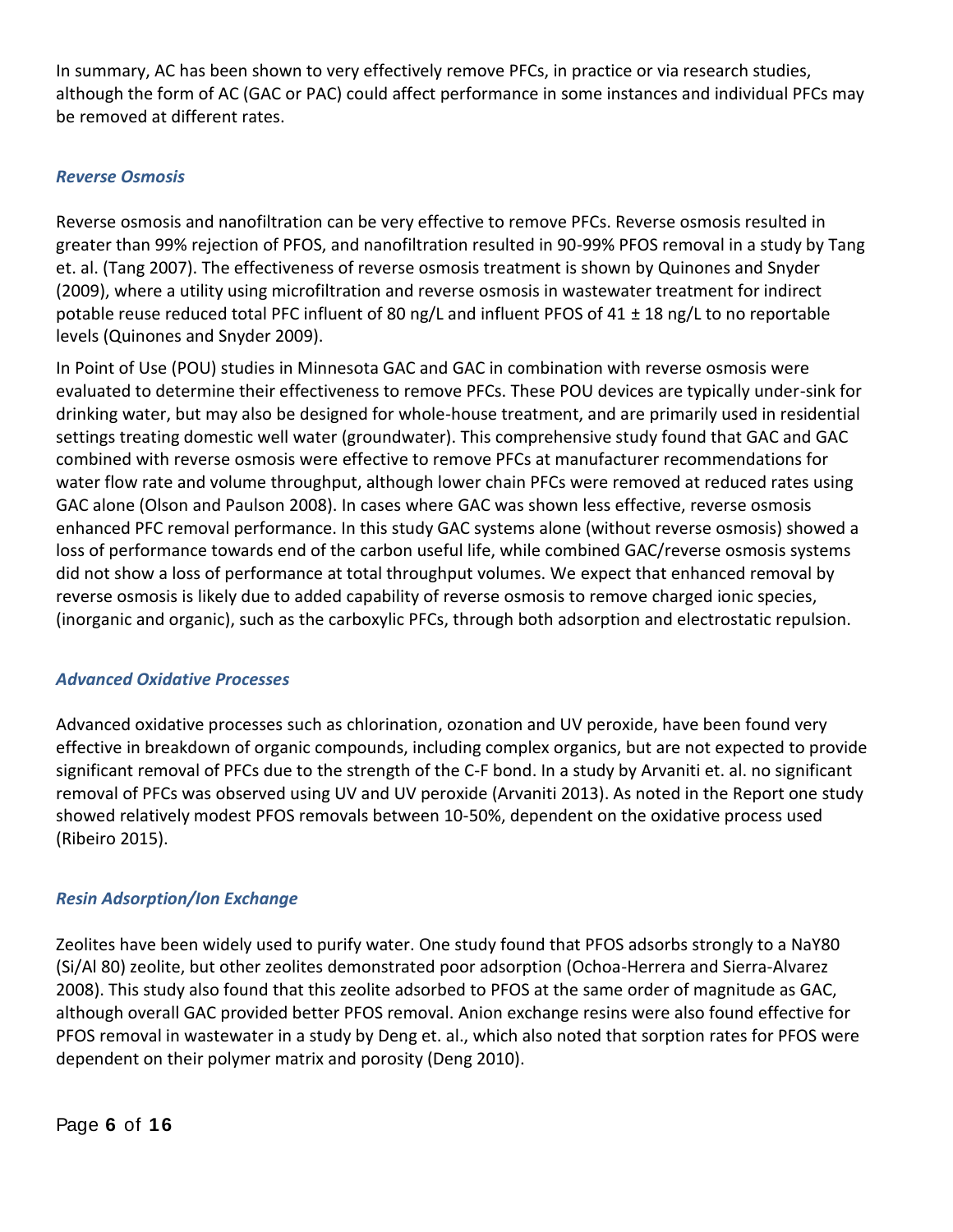In summary, AC has been shown to very effectively remove PFCs, in practice or via research studies, although the form of AC (GAC or PAC) could affect performance in some instances and individual PFCs may be removed at different rates.

### *Reverse Osmosis*

Reverse osmosis and nanofiltration can be very effective to remove PFCs. Reverse osmosis resulted in greater than 99% rejection of PFOS, and nanofiltration resulted in 90-99% PFOS removal in a study by Tang et. al. (Tang 2007). The effectiveness of reverse osmosis treatment is shown by Quinones and Snyder (2009), where a utility using microfiltration and reverse osmosis in wastewater treatment for indirect potable reuse reduced total PFC influent of 80 ng/L and influent PFOS of 41 ± 18 ng/L to no reportable levels (Quinones and Snyder 2009).

In Point of Use (POU) studies in Minnesota GAC and GAC in combination with reverse osmosis were evaluated to determine their effectiveness to remove PFCs. These POU devices are typically under-sink for drinking water, but may also be designed for whole-house treatment, and are primarily used in residential settings treating domestic well water (groundwater). This comprehensive study found that GAC and GAC combined with reverse osmosis were effective to remove PFCs at manufacturer recommendations for water flow rate and volume throughput, although lower chain PFCs were removed at reduced rates using GAC alone (Olson and Paulson 2008). In cases where GAC was shown less effective, reverse osmosis enhanced PFC removal performance. In this study GAC systems alone (without reverse osmosis) showed a loss of performance towards end of the carbon useful life, while combined GAC/reverse osmosis systems did not show a loss of performance at total throughput volumes. We expect that enhanced removal by reverse osmosis is likely due to added capability of reverse osmosis to remove charged ionic species, (inorganic and organic), such as the carboxylic PFCs, through both adsorption and electrostatic repulsion.

### *Advanced Oxidative Processes*

Advanced oxidative processes such as chlorination, ozonation and UV peroxide, have been found very effective in breakdown of organic compounds, including complex organics, but are not expected to provide significant removal of PFCs due to the strength of the C-F bond. In a study by Arvaniti et. al. no significant removal of PFCs was observed using UV and UV peroxide (Arvaniti 2013). As noted in the Report one study showed relatively modest PFOS removals between 10-50%, dependent on the oxidative process used (Ribeiro 2015).

### *Resin Adsorption/Ion Exchange*

Zeolites have been widely used to purify water. One study found that PFOS adsorbs strongly to a NaY80 (Si/Al 80) zeolite, but other zeolites demonstrated poor adsorption (Ochoa-Herrera and Sierra-Alvarez 2008). This study also found that this zeolite adsorbed to PFOS at the same order of magnitude as GAC, although overall GAC provided better PFOS removal. Anion exchange resins were also found effective for PFOS removal in wastewater in a study by Deng et. al., which also noted that sorption rates for PFOS were dependent on their polymer matrix and porosity (Deng 2010).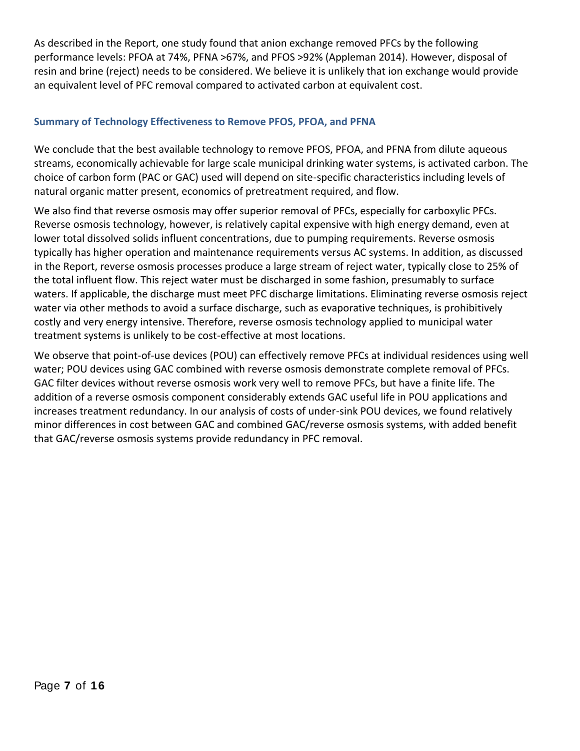As described in the Report, one study found that anion exchange removed PFCs by the following performance levels: PFOA at 74%, PFNA >67%, and PFOS >92% (Appleman 2014). However, disposal of resin and brine (reject) needs to be considered. We believe it is unlikely that ion exchange would provide an equivalent level of PFC removal compared to activated carbon at equivalent cost.

### Summary of Technology Effectiveness to Remove PFOS, PFOA, and PFNA

We conclude that the best available technology to remove PFOS, PFOA, and PFNA from dilute aqueous streams, economically achievable for large scale municipal drinking water systems, is activated carbon. The choice of carbon form (PAC or GAC) used will depend on site-specific characteristics including levels of natural organic matter present, economics of pretreatment required, and flow.

We also find that reverse osmosis may offer superior removal of PFCs, especially for carboxylic PFCs. Reverse osmosis technology, however, is relatively capital expensive with high energy demand, even at lower total dissolved solids influent concentrations, due to pumping requirements. Reverse osmosis typically has higher operation and maintenance requirements versus AC systems. In addition, as discussed in the Report, reverse osmosis processes produce a large stream of reject water, typically close to 25% of the total influent flow. This reject water must be discharged in some fashion, presumably to surface waters. If applicable, the discharge must meet PFC discharge limitations. Eliminating reverse osmosis reject water via other methods to avoid a surface discharge, such as evaporative techniques, is prohibitively costly and very energy intensive. Therefore, reverse osmosis technology applied to municipal water treatment systems is unlikely to be cost-effective at most locations.

We observe that point-of-use devices (POU) can effectively remove PFCs at individual residences using well water; POU devices using GAC combined with reverse osmosis demonstrate complete removal of PFCs. GAC filter devices without reverse osmosis work very well to remove PFCs, but have a finite life. The addition of a reverse osmosis component considerably extends GAC useful life in POU applications and increases treatment redundancy. In our analysis of costs of under-sink POU devices, we found relatively minor differences in cost between GAC and combined GAC/reverse osmosis systems, with added benefit that GAC/reverse osmosis systems provide redundancy in PFC removal.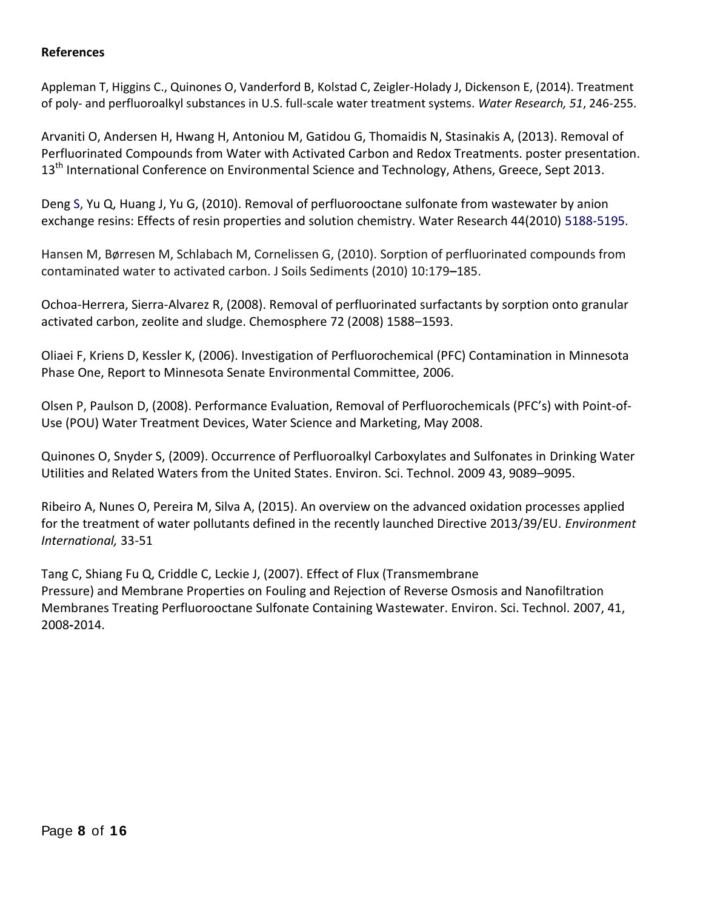**References**

Appleman T, Higgins C., Quinones O, Vanderford B, Kolstad C, Zeigler-Holady J, Dickenson E, (2014). Treatment of poly- and perfluoroalkyl substances in U.S. full-scale water treatment systems. *Water Research, 51*, 246-255.

Arvaniti O, Andersen H, Hwang H, Antoniou M, Gatidou G, Thomaidis N, Stasinakis A, (2013). Removal of Perfluorinated Compounds from Water with Activated Carbon and Redox Treatments. poster presentation. 13th International Conference on Environmental Science and Technology, Athens, Greece, Sept 2013.

Deng S, Yu Q, Huang J, Yu G, (2010). Removal of perfluorooctane sulfonate from wastewater by anion exchange resins: Effects of resin properties and solution chemistry. Water Research 44(2010) 5188-5195.

Hansen M, Børresen M, Schlabach M, Cornelissen G, (2010). Sorption of perfluorinated compounds from contaminated water to activated carbon. J Soils Sediments (2010) 10:179–185.

Ochoa-Herrera, Sierra-Alvarez R, (2008). Removal of perfluorinated surfactants by sorption onto granular activated carbon, zeolite and sludge. Chemosphere 72 (2008) 1588–1593.

Oliaei F, Kriens D, Kessler K, (2006). Investigation of Perfluorochemical (PFC) Contamination in Minnesota Phase One, Report to Minnesota Senate Environmental Committee, 2006.

Olsen P, Paulson D, (2008). Performance Evaluation, Removal of Perfluorochemicals (PFC's) with Point-of-Use (POU) Water Treatment Devices, Water Science and Marketing, May 2008.

Quinones O, Snyder S, (2009). Occurrence of Perfluoroalkyl Carboxylates and Sulfonates in Drinking Water Utilities and Related Waters from the United States. Environ. Sci. Technol. 2009 43, 9089–9095.

Ribeiro A, Nunes O, Pereira M, Silva A, (2015). An overview on the advanced oxidation processes applied for the treatment of water pollutants defined in the recently launched Directive 2013/39/EU. *Environment International,* 33-51

Tang C, Shiang Fu Q, Criddle C, Leckie J, (2007). Effect of Flux (Transmembrane Pressure) and Membrane Properties on Fouling and Rejection of Reverse Osmosis and Nanofiltration Membranes Treating Perfluorooctane Sulfonate Containing Wastewater. Environ. Sci. Technol. 2007, 41, 2008-2014.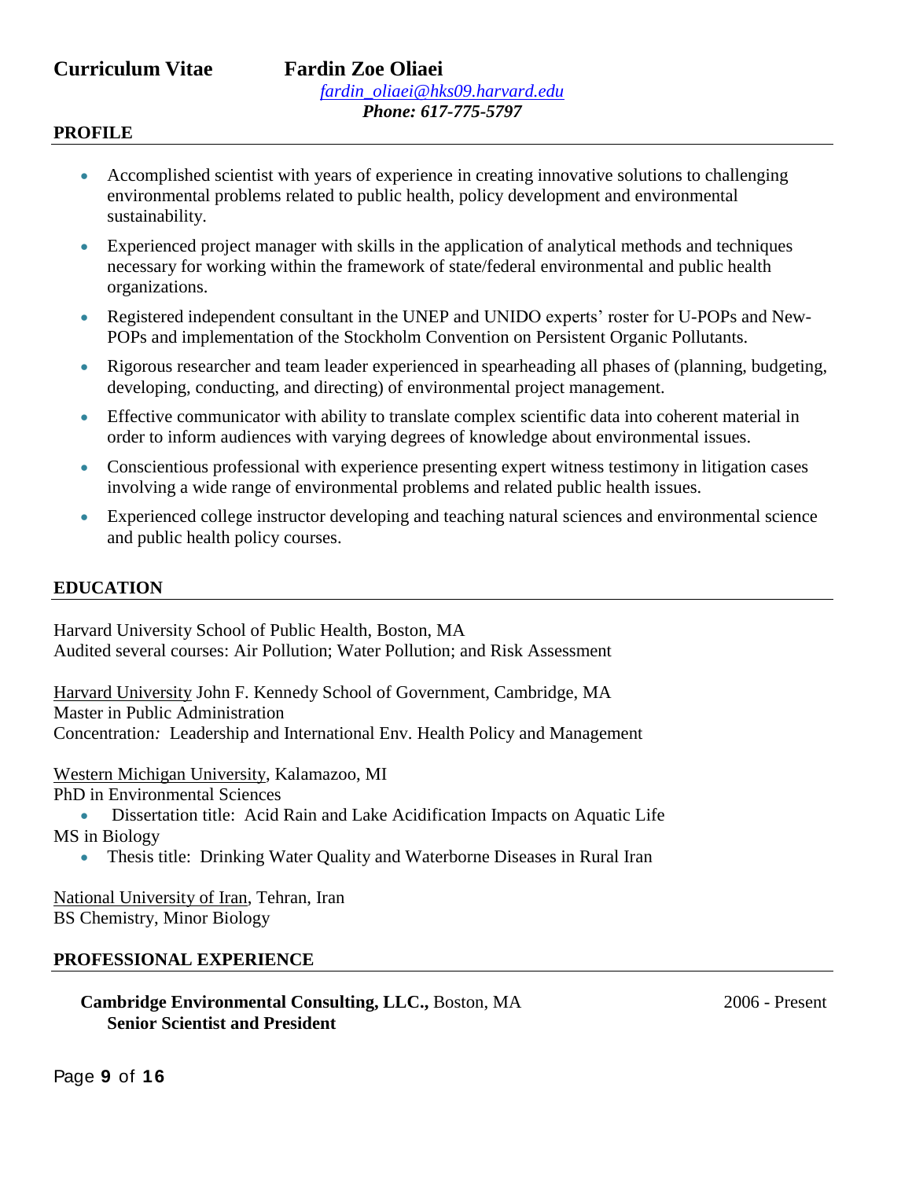**Curriculum Vitae Fardin Zoe Oliaei**

*fardin_oliaei@hks09.harvard.edu*

***Phone: 617-775-5797***

## PROFILE

- Accomplished scientist with years of experience in creating innovative solutions to challenging environmental problems related to public health, policy development and environmental sustainability.
- Experienced project manager with skills in the application of analytical methods and techniques necessary for working within the framework of state/federal environmental and public health organizations.
- Registered independent consultant in the UNEP and UNIDO experts' roster for U-POPs and New-POPs and implementation of the Stockholm Convention on Persistent Organic Pollutants.
- Rigorous researcher and team leader experienced in spearheading all phases of (planning, budgeting, developing, conducting, and directing) of environmental project management.
- Effective communicator with ability to translate complex scientific data into coherent material in order to inform audiences with varying degrees of knowledge about environmental issues.
- Conscientious professional with experience presenting expert witness testimony in litigation cases involving a wide range of environmental problems and related public health issues.
- Experienced college instructor developing and teaching natural sciences and environmental science and public health policy courses.

## EDUCATION

Harvard University School of Public Health, Boston, MA
Audited several courses: Air Pollution; Water Pollution; and Risk Assessment

Harvard University John F. Kennedy School of Government, Cambridge, MA
Master in Public Administration
Concentration: Leadership and International Env. Health Policy and Management

Western Michigan University, Kalamazoo, MI
PhD in Environmental Sciences

- Dissertation title: Acid Rain and Lake Acidification Impacts on Aquatic Life

MS in Biology

- Thesis title: Drinking Water Quality and Waterborne Diseases in Rural Iran

National University of Iran, Tehran, Iran
BS Chemistry, Minor Biology

## PROFESSIONAL EXPERIENCE

**Cambridge Environmental Consulting, LLC.,** Boston, MA — 2006 - Present
**Senior Scientist and President**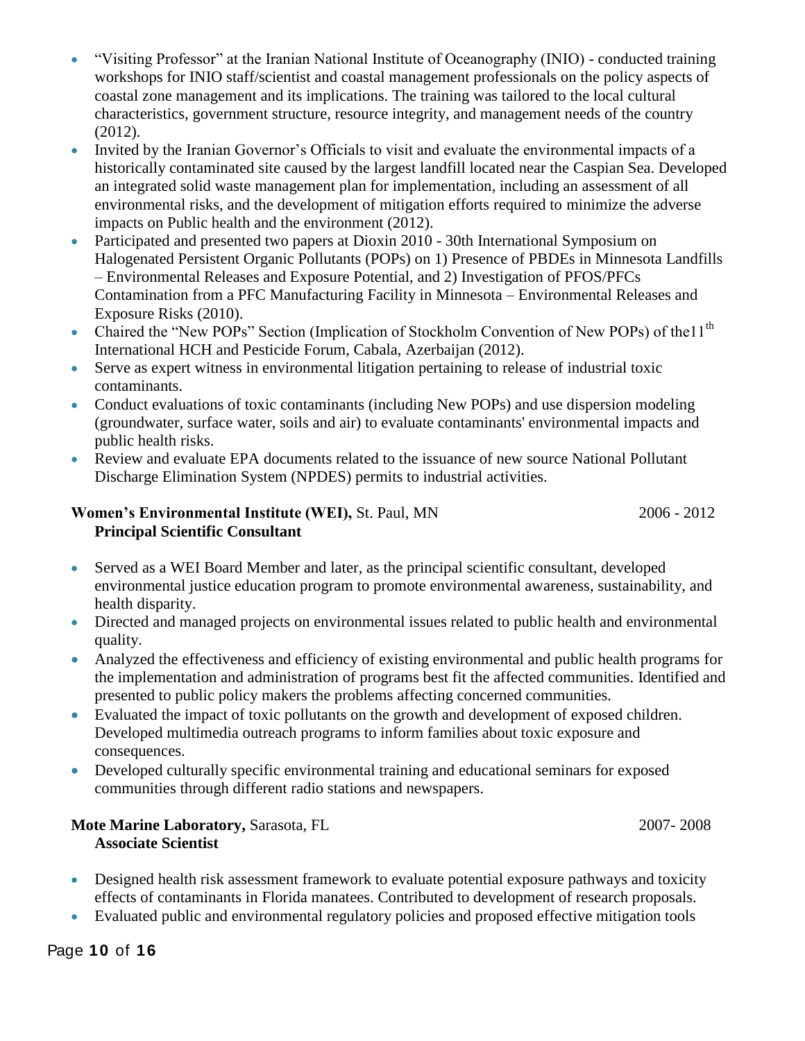- "Visiting Professor" at the Iranian National Institute of Oceanography (INIO) - conducted training workshops for INIO staff/scientist and coastal management professionals on the policy aspects of coastal zone management and its implications. The training was tailored to the local cultural characteristics, government structure, resource integrity, and management needs of the country (2012).
- Invited by the Iranian Governor's Officials to visit and evaluate the environmental impacts of a historically contaminated site caused by the largest landfill located near the Caspian Sea. Developed an integrated solid waste management plan for implementation, including an assessment of all environmental risks, and the development of mitigation efforts required to minimize the adverse impacts on Public health and the environment (2012).
- Participated and presented two papers at Dioxin 2010 - 30th International Symposium on Halogenated Persistent Organic Pollutants (POPs) on 1) Presence of PBDEs in Minnesota Landfills – Environmental Releases and Exposure Potential, and 2) Investigation of PFOS/PFCs Contamination from a PFC Manufacturing Facility in Minnesota – Environmental Releases and Exposure Risks (2010).
- Chaired the "New POPs" Section (Implication of Stockholm Convention of New POPs) of the11th International HCH and Pesticide Forum, Cabala, Azerbaijan (2012).
- Serve as expert witness in environmental litigation pertaining to release of industrial toxic contaminants.
- Conduct evaluations of toxic contaminants (including New POPs) and use dispersion modeling (groundwater, surface water, soils and air) to evaluate contaminants' environmental impacts and public health risks.
- Review and evaluate EPA documents related to the issuance of new source National Pollutant Discharge Elimination System (NPDES) permits to industrial activities.

**Women's Environmental Institute (WEI),** St. Paul, MN — 2006 - 2012
**Principal Scientific Consultant**

- Served as a WEI Board Member and later, as the principal scientific consultant, developed environmental justice education program to promote environmental awareness, sustainability, and health disparity.
- Directed and managed projects on environmental issues related to public health and environmental quality.
- Analyzed the effectiveness and efficiency of existing environmental and public health programs for the implementation and administration of programs best fit the affected communities. Identified and presented to public policy makers the problems affecting concerned communities.
- Evaluated the impact of toxic pollutants on the growth and development of exposed children. Developed multimedia outreach programs to inform families about toxic exposure and consequences.
- Developed culturally specific environmental training and educational seminars for exposed communities through different radio stations and newspapers.

**Mote Marine Laboratory,** Sarasota, FL — 2007- 2008
**Associate Scientist**

- Designed health risk assessment framework to evaluate potential exposure pathways and toxicity effects of contaminants in Florida manatees. Contributed to development of research proposals.
- Evaluated public and environmental regulatory policies and proposed effective mitigation tools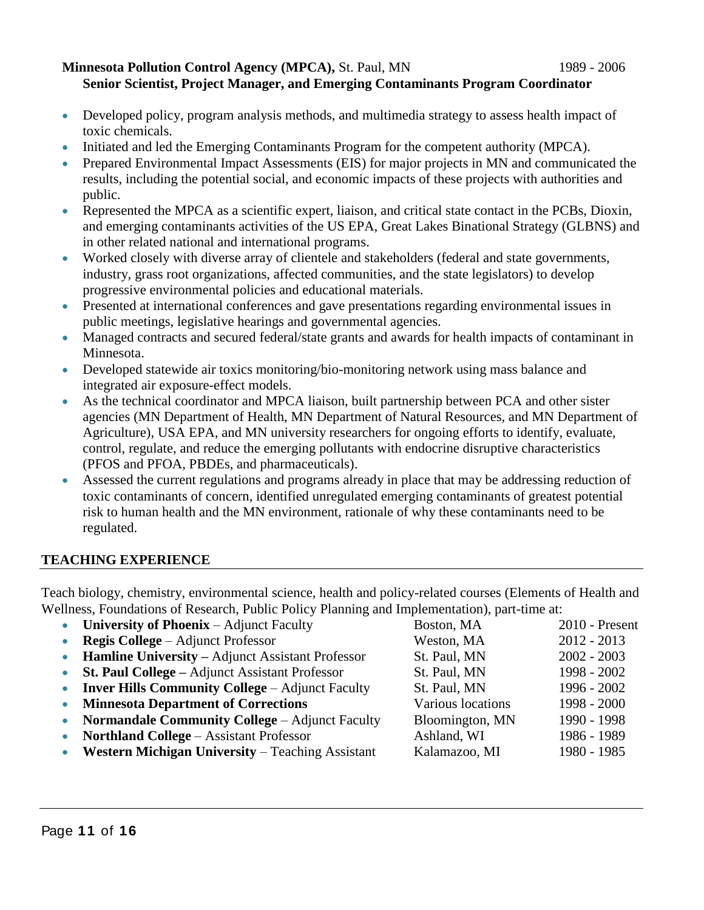**Minnesota Pollution Control Agency (MPCA),** St. Paul, MN 1989 - 2006
**Senior Scientist, Project Manager, and Emerging Contaminants Program Coordinator**

- Developed policy, program analysis methods, and multimedia strategy to assess health impact of toxic chemicals.
- Initiated and led the Emerging Contaminants Program for the competent authority (MPCA).
- Prepared Environmental Impact Assessments (EIS) for major projects in MN and communicated the results, including the potential social, and economic impacts of these projects with authorities and public.
- Represented the MPCA as a scientific expert, liaison, and critical state contact in the PCBs, Dioxin, and emerging contaminants activities of the US EPA, Great Lakes Binational Strategy (GLBNS) and in other related national and international programs.
- Worked closely with diverse array of clientele and stakeholders (federal and state governments, industry, grass root organizations, affected communities, and the state legislators) to develop progressive environmental policies and educational materials.
- Presented at international conferences and gave presentations regarding environmental issues in public meetings, legislative hearings and governmental agencies.
- Managed contracts and secured federal/state grants and awards for health impacts of contaminant in Minnesota.
- Developed statewide air toxics monitoring/bio-monitoring network using mass balance and integrated air exposure-effect models.
- As the technical coordinator and MPCA liaison, built partnership between PCA and other sister agencies (MN Department of Health, MN Department of Natural Resources, and MN Department of Agriculture), USA EPA, and MN university researchers for ongoing efforts to identify, evaluate, control, regulate, and reduce the emerging pollutants with endocrine disruptive characteristics (PFOS and PFOA, PBDEs, and pharmaceuticals).
- Assessed the current regulations and programs already in place that may be addressing reduction of toxic contaminants of concern, identified unregulated emerging contaminants of greatest potential risk to human health and the MN environment, rationale of why these contaminants need to be regulated.

## TEACHING EXPERIENCE

Teach biology, chemistry, environmental science, health and policy-related courses (Elements of Health and Wellness, Foundations of Research, Public Policy Planning and Implementation), part-time at:

- **University of Phoenix** – Adjunct Faculty — Boston, MA — 2010 - Present
- **Regis College** – Adjunct Professor — Weston, MA — 2012 - 2013
- **Hamline University –** Adjunct Assistant Professor — St. Paul, MN — 2002 - 2003
- **St. Paul College –** Adjunct Assistant Professor — St. Paul, MN — 1998 - 2002
- **Inver Hills Community College** – Adjunct Faculty — St. Paul, MN — 1996 - 2002
- **Minnesota Department of Corrections** — Various locations — 1998 - 2000
- **Normandale Community College** – Adjunct Faculty — Bloomington, MN — 1990 - 1998
- **Northland College** – Assistant Professor — Ashland, WI — 1986 - 1989
- **Western Michigan University** – Teaching Assistant — Kalamazoo, MI — 1980 - 1985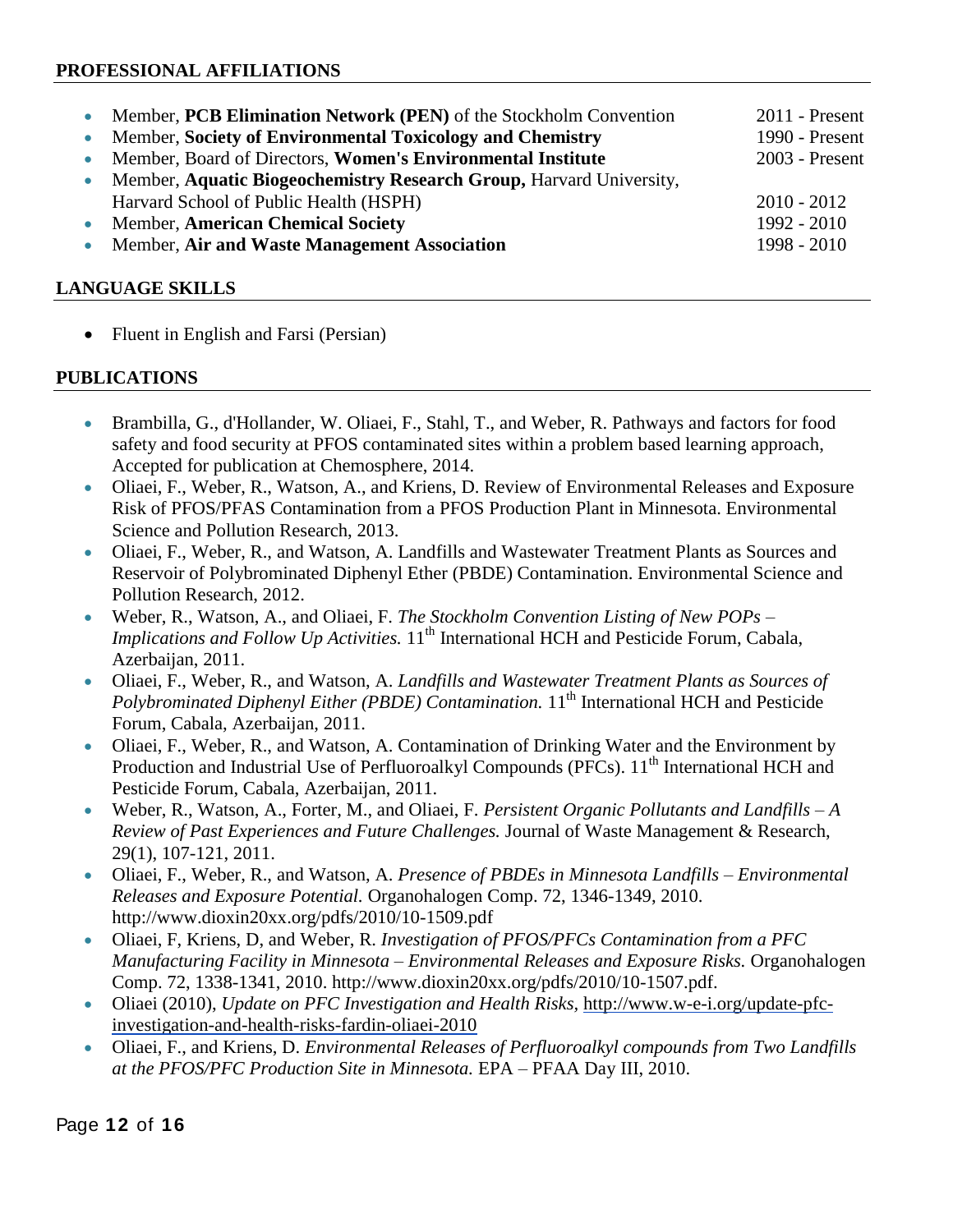## PROFESSIONAL AFFILIATIONS

- Member, **PCB Elimination Network (PEN)** of the Stockholm Convention 2011 - Present
- Member, **Society of Environmental Toxicology and Chemistry** 1990 - Present
- Member, Board of Directors, **Women's Environmental Institute** 2003 - Present
- Member, **Aquatic Biogeochemistry Research Group,** Harvard University, Harvard School of Public Health (HSPH) 2010 - 2012
- Member, **American Chemical Society** 1992 - 2010
- Member, **Air and Waste Management Association** 1998 - 2010

## LANGUAGE SKILLS

- Fluent in English and Farsi (Persian)

## PUBLICATIONS

- Brambilla, G., d'Hollander, W. Oliaei, F., Stahl, T., and Weber, R. Pathways and factors for food safety and food security at PFOS contaminated sites within a problem based learning approach, Accepted for publication at Chemosphere, 2014.
- Oliaei, F., Weber, R., Watson, A., and Kriens, D. Review of Environmental Releases and Exposure Risk of PFOS/PFAS Contamination from a PFOS Production Plant in Minnesota. Environmental Science and Pollution Research, 2013.
- Oliaei, F., Weber, R., and Watson, A. Landfills and Wastewater Treatment Plants as Sources and Reservoir of Polybrominated Diphenyl Ether (PBDE) Contamination. Environmental Science and Pollution Research, 2012.
- Weber, R., Watson, A., and Oliaei, F. *The Stockholm Convention Listing of New POPs – Implications and Follow Up Activities.* 11th International HCH and Pesticide Forum, Cabala, Azerbaijan, 2011.
- Oliaei, F., Weber, R., and Watson, A. *Landfills and Wastewater Treatment Plants as Sources of Polybrominated Diphenyl Either (PBDE) Contamination.* 11th International HCH and Pesticide Forum, Cabala, Azerbaijan, 2011.
- Oliaei, F., Weber, R., and Watson, A. Contamination of Drinking Water and the Environment by Production and Industrial Use of Perfluoroalkyl Compounds (PFCs). 11th International HCH and Pesticide Forum, Cabala, Azerbaijan, 2011.
- Weber, R., Watson, A., Forter, M., and Oliaei, F. *Persistent Organic Pollutants and Landfills – A Review of Past Experiences and Future Challenges.* Journal of Waste Management & Research, 29(1), 107-121, 2011.
- Oliaei, F., Weber, R., and Watson, A. *Presence of PBDEs in Minnesota Landfills – Environmental Releases and Exposure Potential.* Organohalogen Comp. 72, 1346-1349, 2010. http://www.dioxin20xx.org/pdfs/2010/10-1509.pdf
- Oliaei, F, Kriens, D, and Weber, R. *Investigation of PFOS/PFCs Contamination from a PFC Manufacturing Facility in Minnesota – Environmental Releases and Exposure Risks.* Organohalogen Comp. 72, 1338-1341, 2010. http://www.dioxin20xx.org/pdfs/2010/10-1507.pdf.
- Oliaei (2010), *Update on PFC Investigation and Health Risks,* http://www.w-e-i.org/update-pfc-investigation-and-health-risks-fardin-oliaei-2010
- Oliaei, F., and Kriens, D. *Environmental Releases of Perfluoroalkyl compounds from Two Landfills at the PFOS/PFC Production Site in Minnesota.* EPA – PFAA Day III, 2010.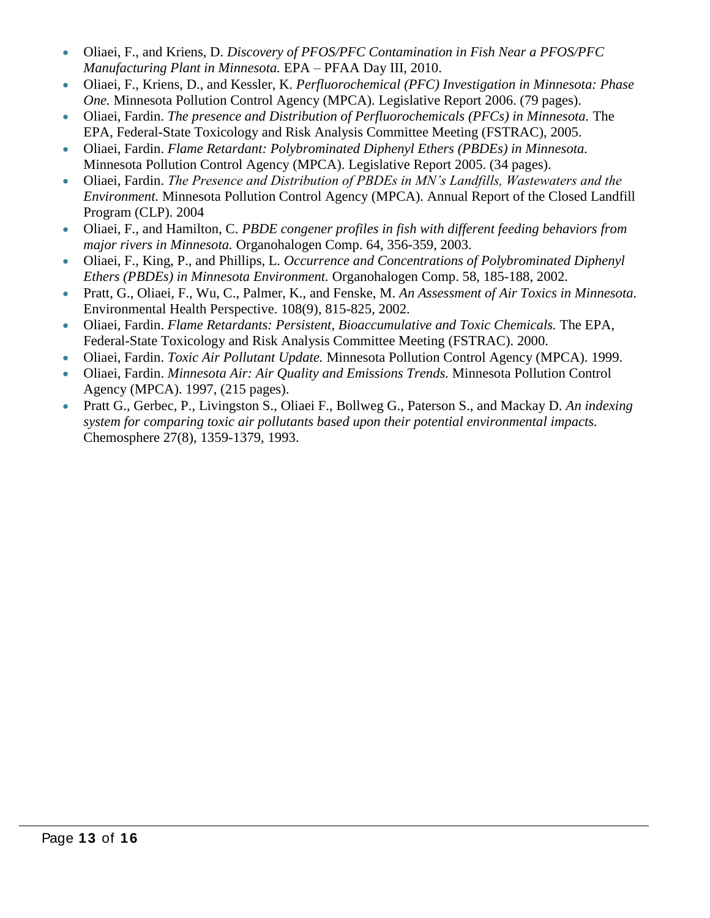- Oliaei, F., and Kriens, D. *Discovery of PFOS/PFC Contamination in Fish Near a PFOS/PFC Manufacturing Plant in Minnesota.* EPA – PFAA Day III, 2010.
- Oliaei, F., Kriens, D., and Kessler, K. *Perfluorochemical (PFC) Investigation in Minnesota: Phase One.* Minnesota Pollution Control Agency (MPCA). Legislative Report 2006. (79 pages).
- Oliaei, Fardin. *The presence and Distribution of Perfluorochemicals (PFCs) in Minnesota.* The EPA, Federal-State Toxicology and Risk Analysis Committee Meeting (FSTRAC), 2005.
- Oliaei, Fardin. *Flame Retardant: Polybrominated Diphenyl Ethers (PBDEs) in Minnesota.* Minnesota Pollution Control Agency (MPCA). Legislative Report 2005. (34 pages).
- Oliaei, Fardin. *The Presence and Distribution of PBDEs in MN's Landfills, Wastewaters and the Environment.* Minnesota Pollution Control Agency (MPCA). Annual Report of the Closed Landfill Program (CLP). 2004
- Oliaei, F., and Hamilton, C. *PBDE congener profiles in fish with different feeding behaviors from major rivers in Minnesota.* Organohalogen Comp. 64, 356-359, 2003.
- Oliaei, F., King, P., and Phillips, L. *Occurrence and Concentrations of Polybrominated Diphenyl Ethers (PBDEs) in Minnesota Environment.* Organohalogen Comp. 58, 185-188, 2002.
- Pratt, G., Oliaei, F., Wu, C., Palmer, K., and Fenske, M. *An Assessment of Air Toxics in Minnesota.* Environmental Health Perspective. 108(9), 815-825, 2002.
- Oliaei, Fardin. *Flame Retardants: Persistent, Bioaccumulative and Toxic Chemicals.* The EPA, Federal-State Toxicology and Risk Analysis Committee Meeting (FSTRAC). 2000.
- Oliaei, Fardin. *Toxic Air Pollutant Update.* Minnesota Pollution Control Agency (MPCA). 1999.
- Oliaei, Fardin. *Minnesota Air: Air Quality and Emissions Trends.* Minnesota Pollution Control Agency (MPCA). 1997, (215 pages).
- Pratt G., Gerbec, P., Livingston S., Oliaei F., Bollweg G., Paterson S., and Mackay D. *An indexing system for comparing toxic air pollutants based upon their potential environmental impacts.* Chemosphere 27(8), 1359-1379, 1993.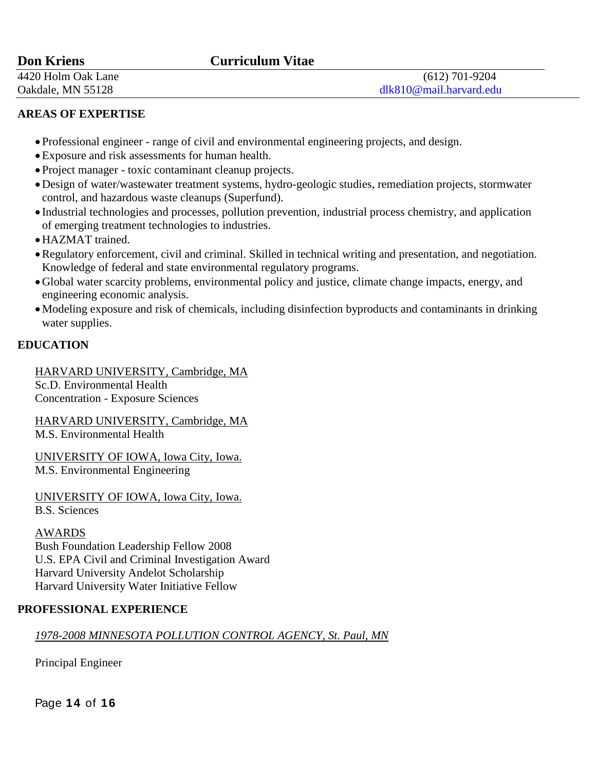**Don Kriens** **Curriculum Vitae**

4420 Holm Oak Lane
Oakdale, MN 55128

(612) 701-9204
dlk810@mail.harvard.edu

## AREAS OF EXPERTISE

- Professional engineer - range of civil and environmental engineering projects, and design.
- Exposure and risk assessments for human health.
- Project manager - toxic contaminant cleanup projects.
- Design of water/wastewater treatment systems, hydro-geologic studies, remediation projects, stormwater control, and hazardous waste cleanups (Superfund).
- Industrial technologies and processes, pollution prevention, industrial process chemistry, and application of emerging treatment technologies to industries.
- HAZMAT trained.
- Regulatory enforcement, civil and criminal. Skilled in technical writing and presentation, and negotiation. Knowledge of federal and state environmental regulatory programs.
- Global water scarcity problems, environmental policy and justice, climate change impacts, energy, and engineering economic analysis.
- Modeling exposure and risk of chemicals, including disinfection byproducts and contaminants in drinking water supplies.

## EDUCATION

HARVARD UNIVERSITY, Cambridge, MA
Sc.D. Environmental Health
Concentration - Exposure Sciences

HARVARD UNIVERSITY, Cambridge, MA
M.S. Environmental Health

UNIVERSITY OF IOWA, Iowa City, Iowa.
M.S. Environmental Engineering

UNIVERSITY OF IOWA, Iowa City, Iowa.
B.S. Sciences

AWARDS
Bush Foundation Leadership Fellow 2008
U.S. EPA Civil and Criminal Investigation Award
Harvard University Andelot Scholarship
Harvard University Water Initiative Fellow

## PROFESSIONAL EXPERIENCE

*1978-2008 MINNESOTA POLLUTION CONTROL AGENCY, St. Paul, MN*

Principal Engineer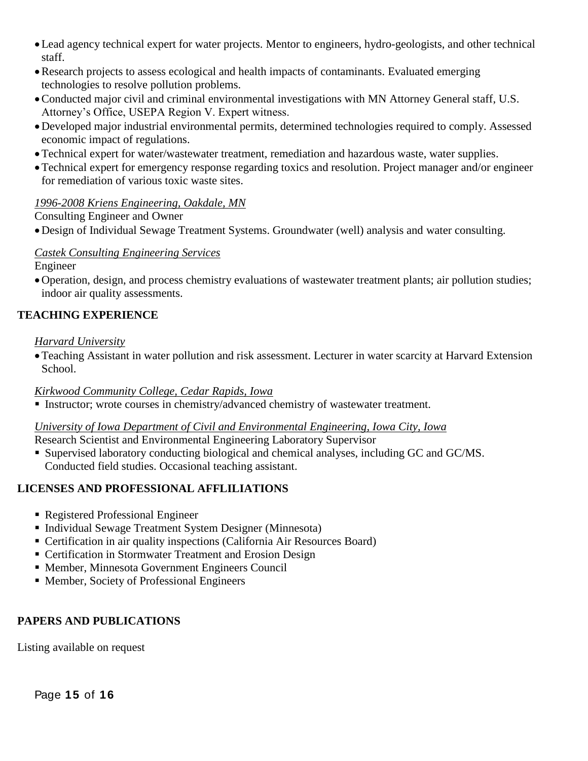- Lead agency technical expert for water projects. Mentor to engineers, hydro-geologists, and other technical staff.
- Research projects to assess ecological and health impacts of contaminants. Evaluated emerging technologies to resolve pollution problems.
- Conducted major civil and criminal environmental investigations with MN Attorney General staff, U.S. Attorney's Office, USEPA Region V. Expert witness.
- Developed major industrial environmental permits, determined technologies required to comply. Assessed economic impact of regulations.
- Technical expert for water/wastewater treatment, remediation and hazardous waste, water supplies.
- Technical expert for emergency response regarding toxics and resolution. Project manager and/or engineer for remediation of various toxic waste sites.

*1996-2008 Kriens Engineering, Oakdale, MN*

Consulting Engineer and Owner

- Design of Individual Sewage Treatment Systems. Groundwater (well) analysis and water consulting.

*Castek Consulting Engineering Services*

Engineer

- Operation, design, and process chemistry evaluations of wastewater treatment plants; air pollution studies; indoor air quality assessments.

**TEACHING EXPERIENCE**

*Harvard University*

- Teaching Assistant in water pollution and risk assessment. Lecturer in water scarcity at Harvard Extension School.

*Kirkwood Community College, Cedar Rapids, Iowa*

- Instructor; wrote courses in chemistry/advanced chemistry of wastewater treatment.

*University of Iowa Department of Civil and Environmental Engineering, Iowa City, Iowa*

Research Scientist and Environmental Engineering Laboratory Supervisor

- Supervised laboratory conducting biological and chemical analyses, including GC and GC/MS. Conducted field studies. Occasional teaching assistant.

**LICENSES AND PROFESSIONAL AFFLILIATIONS**

- Registered Professional Engineer
- Individual Sewage Treatment System Designer (Minnesota)
- Certification in air quality inspections (California Air Resources Board)
- Certification in Stormwater Treatment and Erosion Design
- Member, Minnesota Government Engineers Council
- Member, Society of Professional Engineers

**PAPERS AND PUBLICATIONS**

Listing available on request